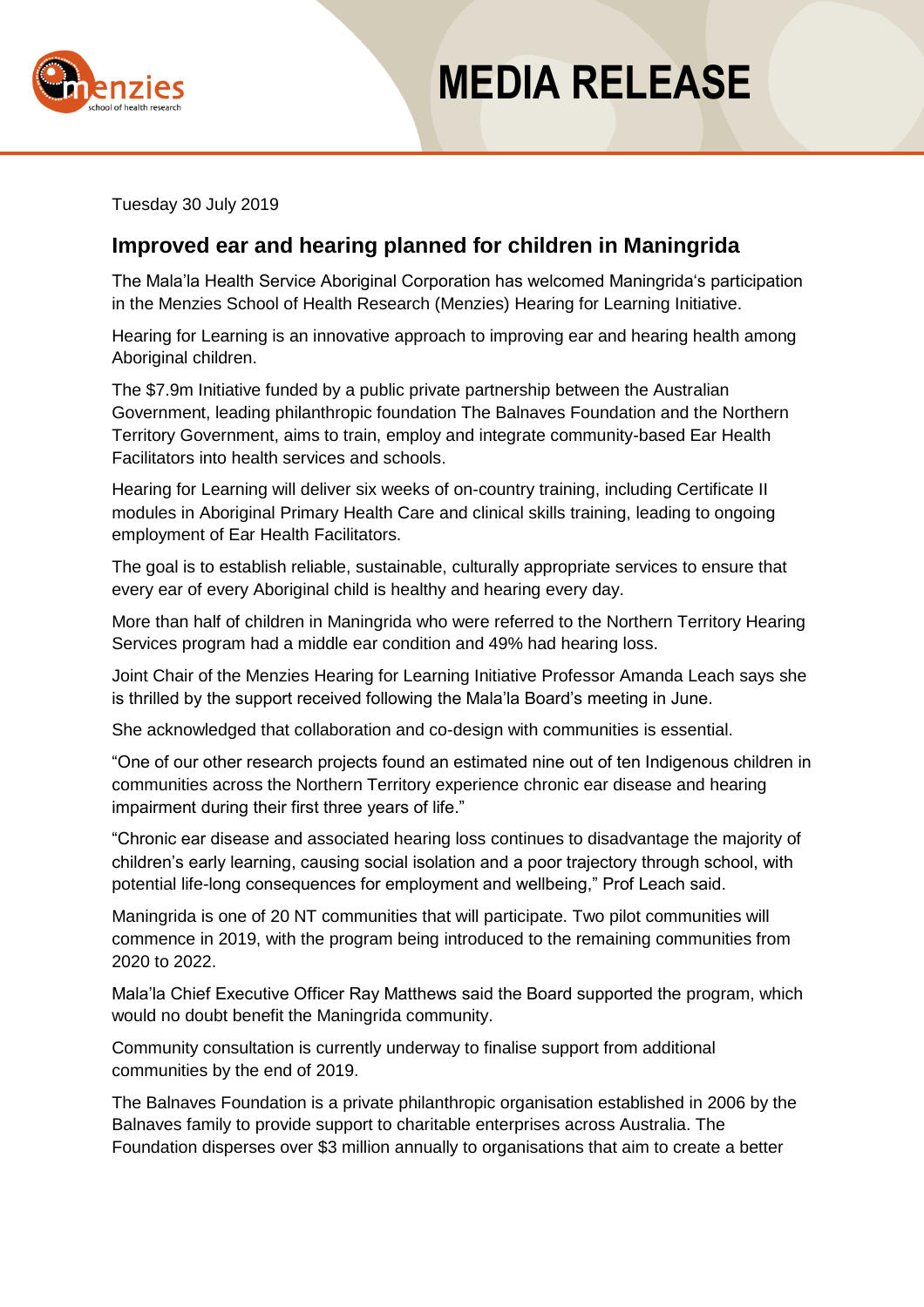# MEDIA RELEASE

Tuesday 30 July 2019

## Improved ear and hearing planned for children in Maningrida

The Mala'la Health Service Aboriginal Corporation has welcomed Maningrida's participation in the Menzies School of Health Research (Menzies) Hearing for Learning Initiative.

Hearing for Learning is an innovative approach to improving ear and hearing health among Aboriginal children.

The $7.9m Initiative funded by a public private partnership between the Australian Government, leading philanthropic foundation The Balnaves Foundation and the Northern Territory Government, aims to train, employ and integrate community-based Ear Health Facilitators into health services and schools.

Hearing for Learning will deliver six weeks of on-country training, including Certificate II modules in Aboriginal Primary Health Care and clinical skills training, leading to ongoing employment of Ear Health Facilitators.

The goal is to establish reliable, sustainable, culturally appropriate services to ensure that every ear of every Aboriginal child is healthy and hearing every day.

More than half of children in Maningrida who were referred to the Northern Territory Hearing Services program had a middle ear condition and 49% had hearing loss.

Joint Chair of the Menzies Hearing for Learning Initiative Professor Amanda Leach says she is thrilled by the support received following the Mala'la Board's meeting in June.

She acknowledged that collaboration and co-design with communities is essential.

"One of our other research projects found an estimated nine out of ten Indigenous children in communities across the Northern Territory experience chronic ear disease and hearing impairment during their first three years of life."

"Chronic ear disease and associated hearing loss continues to disadvantage the majority of children's early learning, causing social isolation and a poor trajectory through school, with potential life-long consequences for employment and wellbeing," Prof Leach said.

Maningrida is one of 20 NT communities that will participate. Two pilot communities will commence in 2019, with the program being introduced to the remaining communities from 2020 to 2022.

Mala'la Chief Executive Officer Ray Matthews said the Board supported the program, which would no doubt benefit the Maningrida community.

Community consultation is currently underway to finalise support from additional communities by the end of 2019.

The Balnaves Foundation is a private philanthropic organisation established in 2006 by the Balnaves family to provide support to charitable enterprises across Australia. The Foundation disperses over $3 million annually to organisations that aim to create a better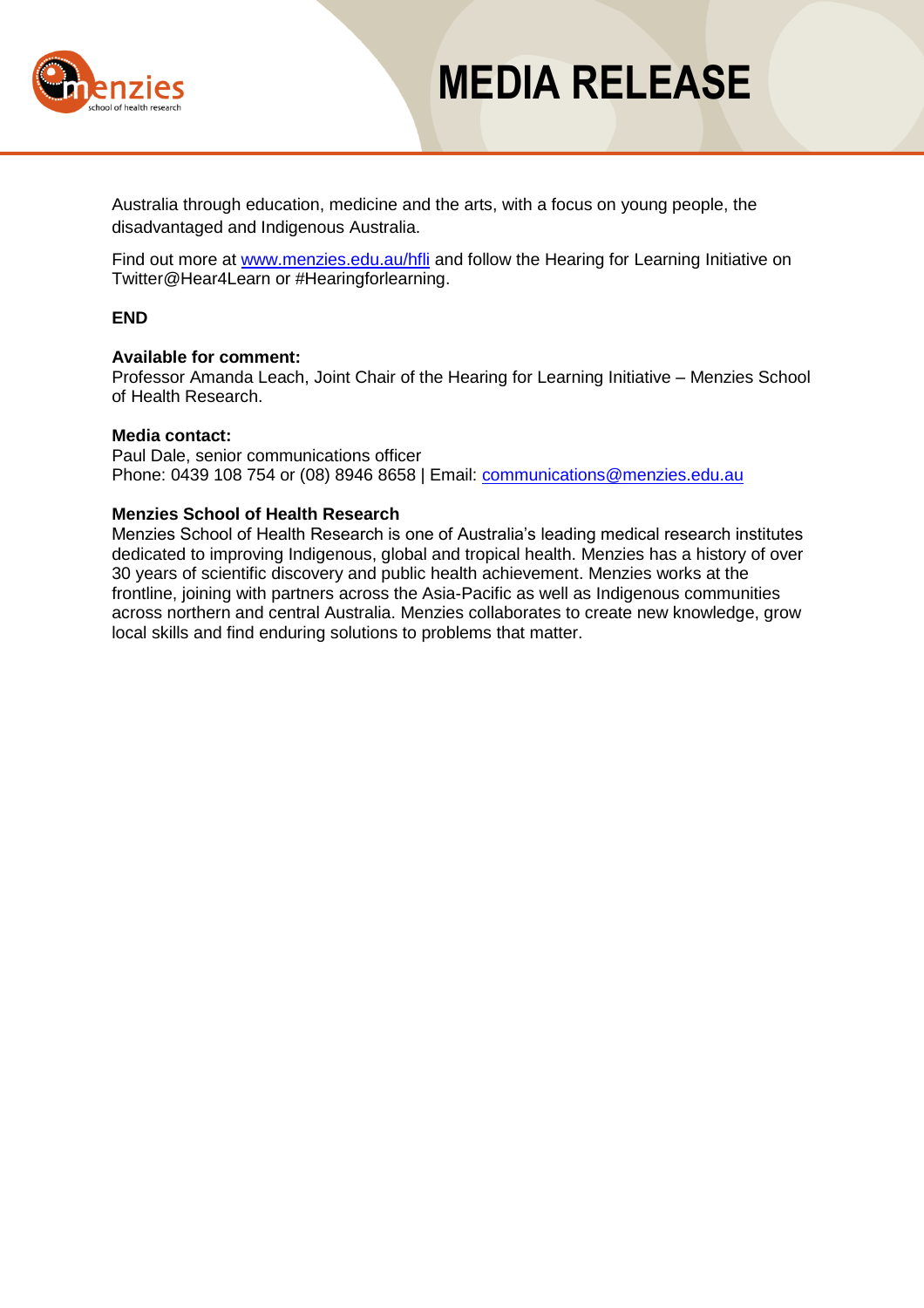Australia through education, medicine and the arts, with a focus on young people, the disadvantaged and Indigenous Australia.

Find out more at [www.menzies.edu.au/hfli](http://www.menzies.edu.au/hfli) and follow the Hearing for Learning Initiative on Twitter@Hear4Learn or #Hearingforlearning.

**END**

**Available for comment:**
Professor Amanda Leach, Joint Chair of the Hearing for Learning Initiative – Menzies School of Health Research.

**Media contact:**
Paul Dale, senior communications officer
Phone: 0439 108 754 or (08) 8946 8658 | Email: [communications@menzies.edu.au](mailto:communications@menzies.edu.au)

**Menzies School of Health Research**
Menzies School of Health Research is one of Australia's leading medical research institutes dedicated to improving Indigenous, global and tropical health. Menzies has a history of over 30 years of scientific discovery and public health achievement. Menzies works at the frontline, joining with partners across the Asia-Pacific as well as Indigenous communities across northern and central Australia. Menzies collaborates to create new knowledge, grow local skills and find enduring solutions to problems that matter.